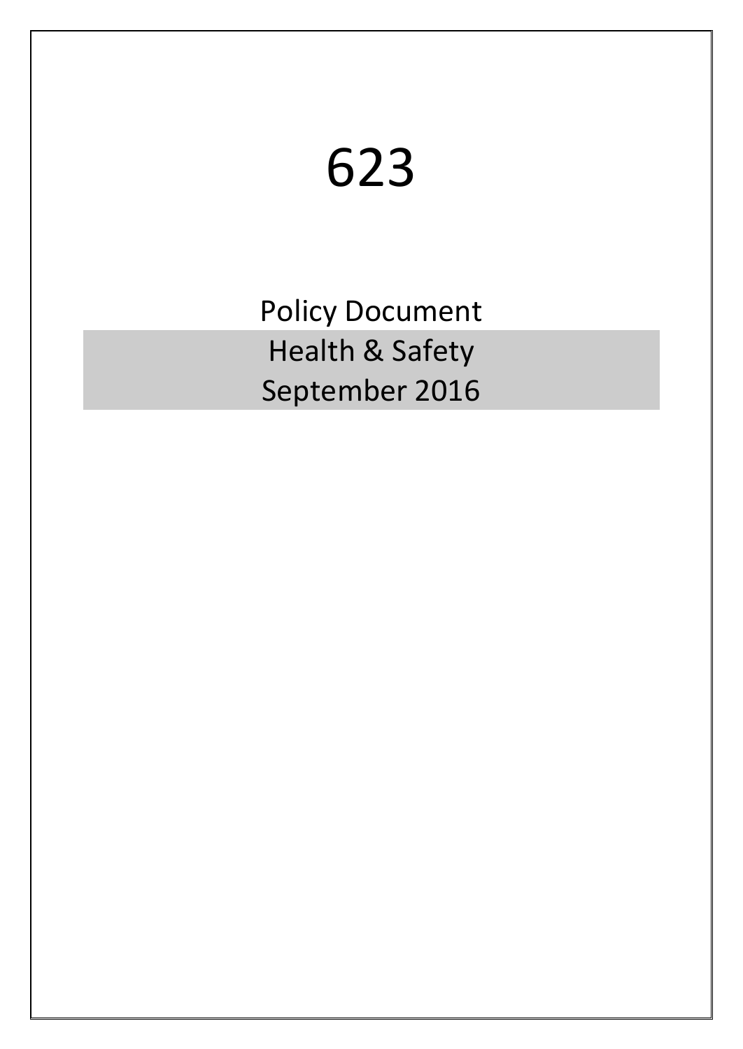# 623

Policy Document

Health & Safety

September 2016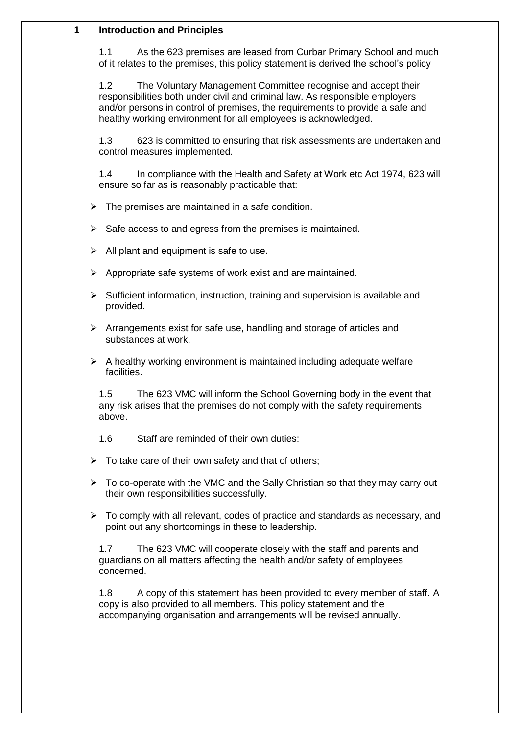## 1 Introduction and Principles

1.1 As the 623 premises are leased from Curbar Primary School and much of it relates to the premises, this policy statement is derived the school's policy

1.2 The Voluntary Management Committee recognise and accept their responsibilities both under civil and criminal law. As responsible employers and/or persons in control of premises, the requirements to provide a safe and healthy working environment for all employees is acknowledged.

1.3 623 is committed to ensuring that risk assessments are undertaken and control measures implemented.

1.4 In compliance with the Health and Safety at Work etc Act 1974, 623 will ensure so far as is reasonably practicable that:

- The premises are maintained in a safe condition.
- Safe access to and egress from the premises is maintained.
- All plant and equipment is safe to use.
- Appropriate safe systems of work exist and are maintained.
- Sufficient information, instruction, training and supervision is available and provided.
- Arrangements exist for safe use, handling and storage of articles and substances at work.
- A healthy working environment is maintained including adequate welfare facilities.

1.5 The 623 VMC will inform the School Governing body in the event that any risk arises that the premises do not comply with the safety requirements above.

1.6 Staff are reminded of their own duties:

- To take care of their own safety and that of others;
- To co-operate with the VMC and the Sally Christian so that they may carry out their own responsibilities successfully.
- To comply with all relevant, codes of practice and standards as necessary, and point out any shortcomings in these to leadership.

1.7 The 623 VMC will cooperate closely with the staff and parents and guardians on all matters affecting the health and/or safety of employees concerned.

1.8 A copy of this statement has been provided to every member of staff. A copy is also provided to all members. This policy statement and the accompanying organisation and arrangements will be revised annually.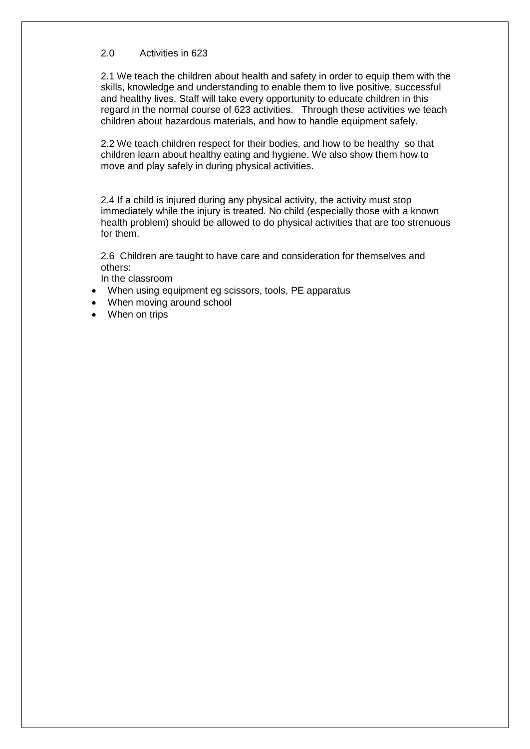## 2.0 Activities in 623

2.1 We teach the children about health and safety in order to equip them with the skills, knowledge and understanding to enable them to live positive, successful and healthy lives. Staff will take every opportunity to educate children in this regard in the normal course of 623 activities. Through these activities we teach children about hazardous materials, and how to handle equipment safely.

2.2 We teach children respect for their bodies, and how to be healthy so that children learn about healthy eating and hygiene. We also show them how to move and play safely in during physical activities.

2.4 If a child is injured during any physical activity, the activity must stop immediately while the injury is treated. No child (especially those with a known health problem) should be allowed to do physical activities that are too strenuous for them.

2.6 Children are taught to have care and consideration for themselves and others:

In the classroom

- When using equipment eg scissors, tools, PE apparatus
- When moving around school
- When on trips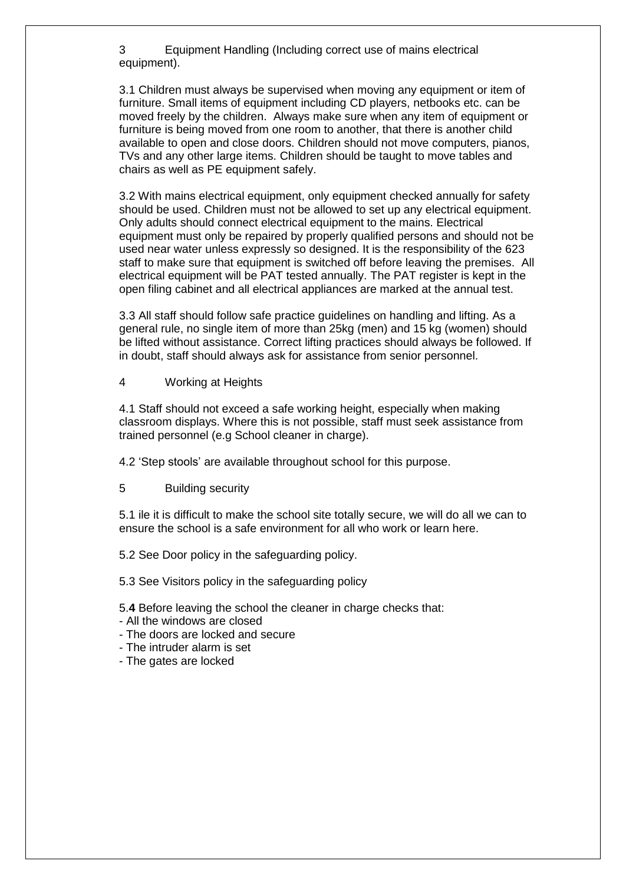## 3 Equipment Handling (Including correct use of mains electrical equipment).

3.1 Children must always be supervised when moving any equipment or item of furniture. Small items of equipment including CD players, netbooks etc. can be moved freely by the children. Always make sure when any item of equipment or furniture is being moved from one room to another, that there is another child available to open and close doors. Children should not move computers, pianos, TVs and any other large items. Children should be taught to move tables and chairs as well as PE equipment safely.

3.2 With mains electrical equipment, only equipment checked annually for safety should be used. Children must not be allowed to set up any electrical equipment. Only adults should connect electrical equipment to the mains. Electrical equipment must only be repaired by properly qualified persons and should not be used near water unless expressly so designed. It is the responsibility of the 623 staff to make sure that equipment is switched off before leaving the premises. All electrical equipment will be PAT tested annually. The PAT register is kept in the open filing cabinet and all electrical appliances are marked at the annual test.

3.3 All staff should follow safe practice guidelines on handling and lifting. As a general rule, no single item of more than 25kg (men) and 15 kg (women) should be lifted without assistance. Correct lifting practices should always be followed. If in doubt, staff should always ask for assistance from senior personnel.

## 4 Working at Heights

4.1 Staff should not exceed a safe working height, especially when making classroom displays. Where this is not possible, staff must seek assistance from trained personnel (e.g School cleaner in charge).

4.2 'Step stools' are available throughout school for this purpose.

## 5 Building security

5.1 ile it is difficult to make the school site totally secure, we will do all we can to ensure the school is a safe environment for all who work or learn here.

5.2 See Door policy in the safeguarding policy.

5.3 See Visitors policy in the safeguarding policy

5.**4** Before leaving the school the cleaner in charge checks that:
- All the windows are closed
- The doors are locked and secure
- The intruder alarm is set
- The gates are locked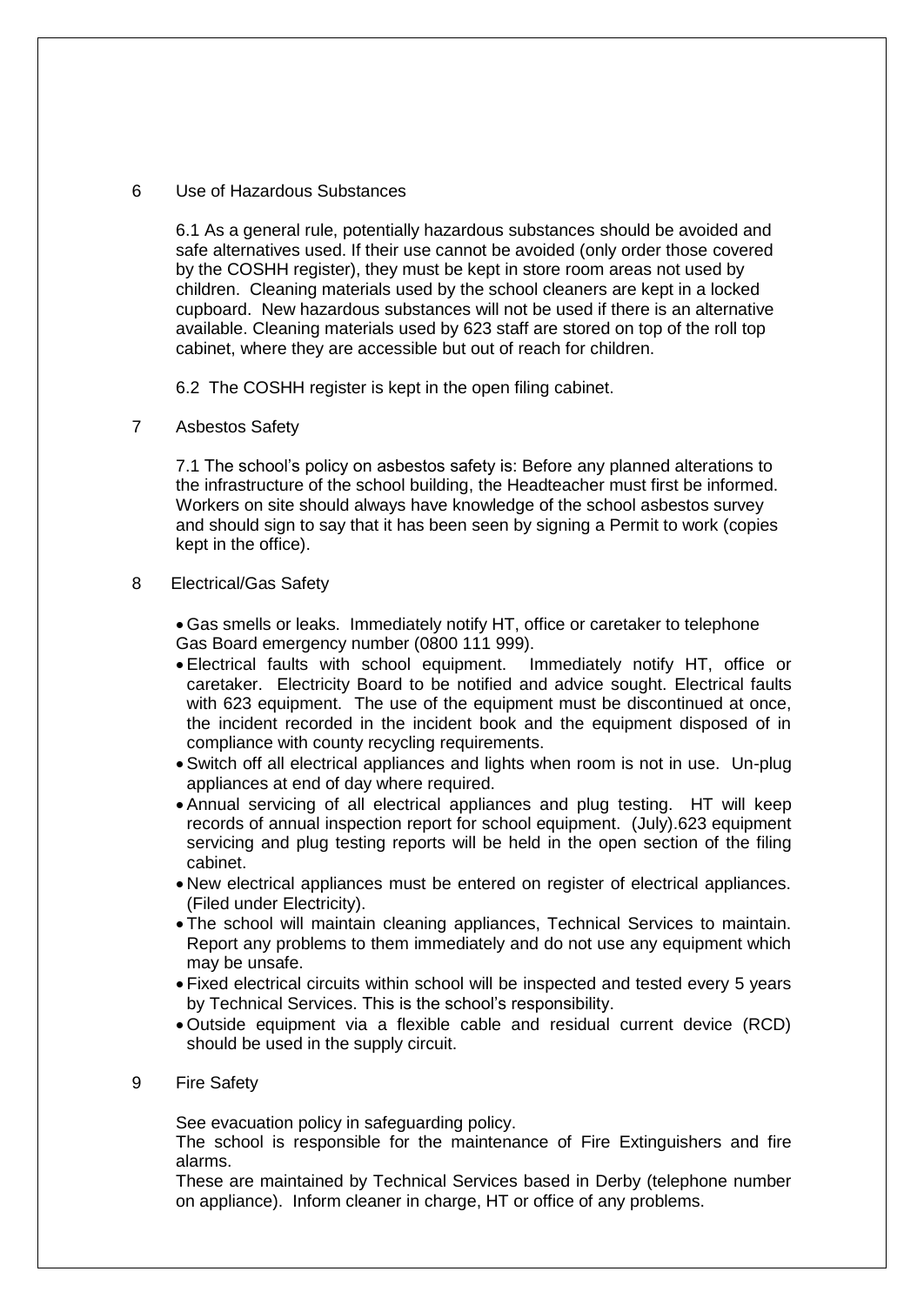## 6 Use of Hazardous Substances

6.1 As a general rule, potentially hazardous substances should be avoided and safe alternatives used. If their use cannot be avoided (only order those covered by the COSHH register), they must be kept in store room areas not used by children. Cleaning materials used by the school cleaners are kept in a locked cupboard. New hazardous substances will not be used if there is an alternative available. Cleaning materials used by 623 staff are stored on top of the roll top cabinet, where they are accessible but out of reach for children.

6.2 The COSHH register is kept in the open filing cabinet.

## 7 Asbestos Safety

7.1 The school's policy on asbestos safety is: Before any planned alterations to the infrastructure of the school building, the Headteacher must first be informed. Workers on site should always have knowledge of the school asbestos survey and should sign to say that it has been seen by signing a Permit to work (copies kept in the office).

## 8 Electrical/Gas Safety

- Gas smells or leaks. Immediately notify HT, office or caretaker to telephone Gas Board emergency number (0800 111 999).
- Electrical faults with school equipment. Immediately notify HT, office or caretaker. Electricity Board to be notified and advice sought. Electrical faults with 623 equipment. The use of the equipment must be discontinued at once, the incident recorded in the incident book and the equipment disposed of in compliance with county recycling requirements.
- Switch off all electrical appliances and lights when room is not in use. Un-plug appliances at end of day where required.
- Annual servicing of all electrical appliances and plug testing. HT will keep records of annual inspection report for school equipment. (July).623 equipment servicing and plug testing reports will be held in the open section of the filing cabinet.
- New electrical appliances must be entered on register of electrical appliances. (Filed under Electricity).
- The school will maintain cleaning appliances, Technical Services to maintain. Report any problems to them immediately and do not use any equipment which may be unsafe.
- Fixed electrical circuits within school will be inspected and tested every 5 years by Technical Services. This is the school's responsibility.
- Outside equipment via a flexible cable and residual current device (RCD) should be used in the supply circuit.

## 9 Fire Safety

See evacuation policy in safeguarding policy.

The school is responsible for the maintenance of Fire Extinguishers and fire alarms.

These are maintained by Technical Services based in Derby (telephone number on appliance). Inform cleaner in charge, HT or office of any problems.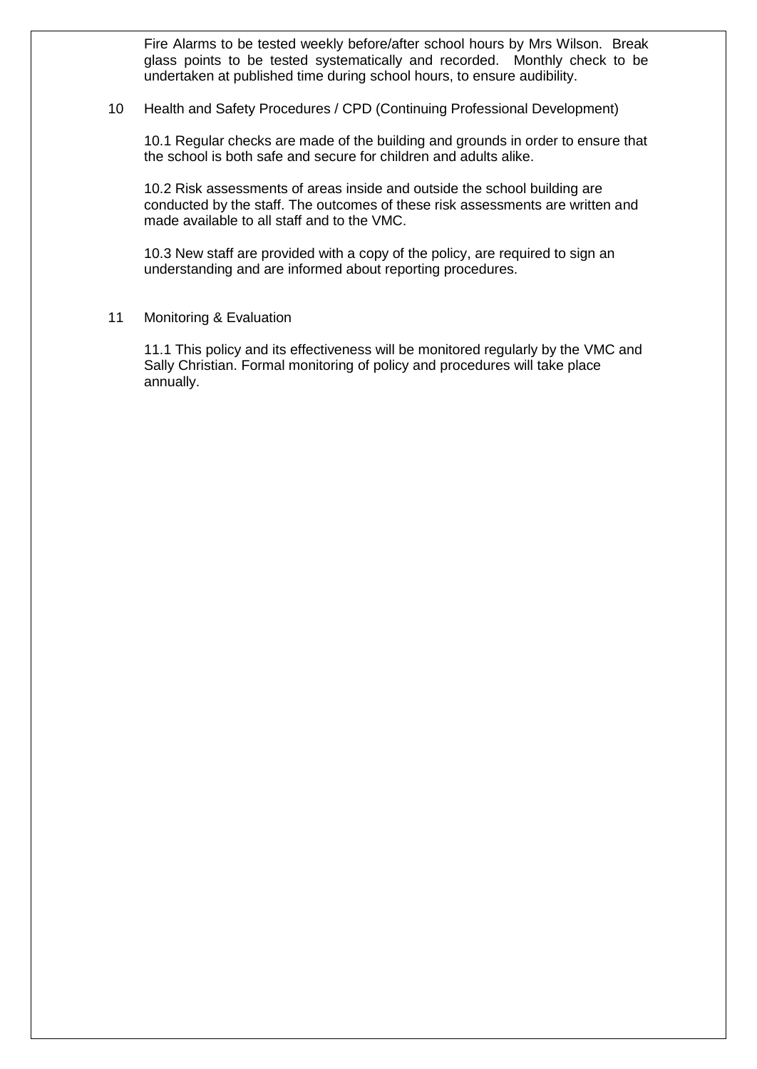Fire Alarms to be tested weekly before/after school hours by Mrs Wilson. Break glass points to be tested systematically and recorded. Monthly check to be undertaken at published time during school hours, to ensure audibility.

## 10 Health and Safety Procedures / CPD (Continuing Professional Development)

10.1 Regular checks are made of the building and grounds in order to ensure that the school is both safe and secure for children and adults alike.

10.2 Risk assessments of areas inside and outside the school building are conducted by the staff. The outcomes of these risk assessments are written and made available to all staff and to the VMC.

10.3 New staff are provided with a copy of the policy, are required to sign an understanding and are informed about reporting procedures.

## 11 Monitoring & Evaluation

11.1 This policy and its effectiveness will be monitored regularly by the VMC and Sally Christian. Formal monitoring of policy and procedures will take place annually.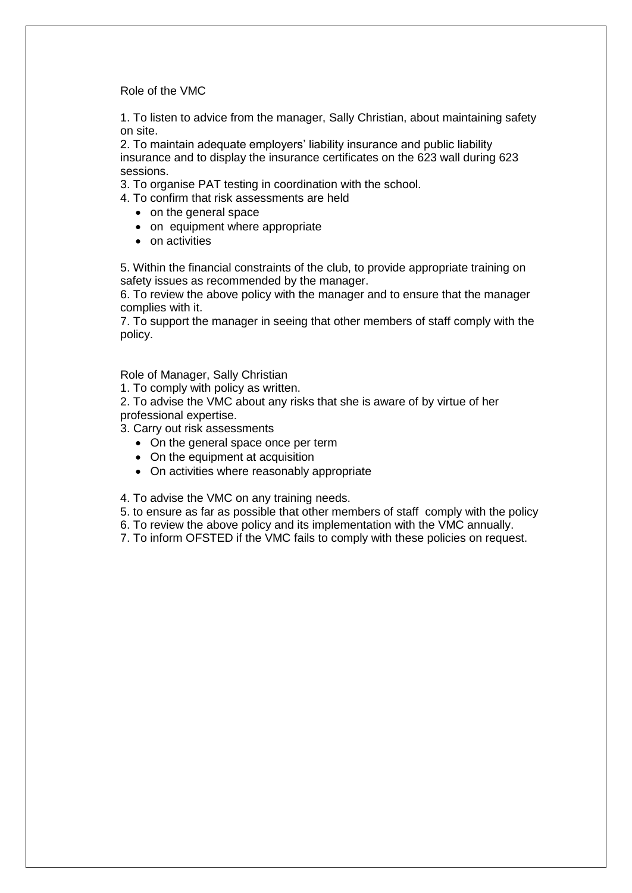Role of the VMC

1. To listen to advice from the manager, Sally Christian, about maintaining safety on site.
2. To maintain adequate employers' liability insurance and public liability insurance and to display the insurance certificates on the 623 wall during 623 sessions.
3. To organise PAT testing in coordination with the school.
4. To confirm that risk assessments are held
   - on the general space
   - on equipment where appropriate
   - on activities

5. Within the financial constraints of the club, to provide appropriate training on safety issues as recommended by the manager.
6. To review the above policy with the manager and to ensure that the manager complies with it.
7. To support the manager in seeing that other members of staff comply with the policy.

Role of Manager, Sally Christian

1. To comply with policy as written.
2. To advise the VMC about any risks that she is aware of by virtue of her professional expertise.
3. Carry out risk assessments
   - On the general space once per term
   - On the equipment at acquisition
   - On activities where reasonably appropriate

4. To advise the VMC on any training needs.
5. to ensure as far as possible that other members of staff comply with the policy
6. To review the above policy and its implementation with the VMC annually.
7. To inform OFSTED if the VMC fails to comply with these policies on request.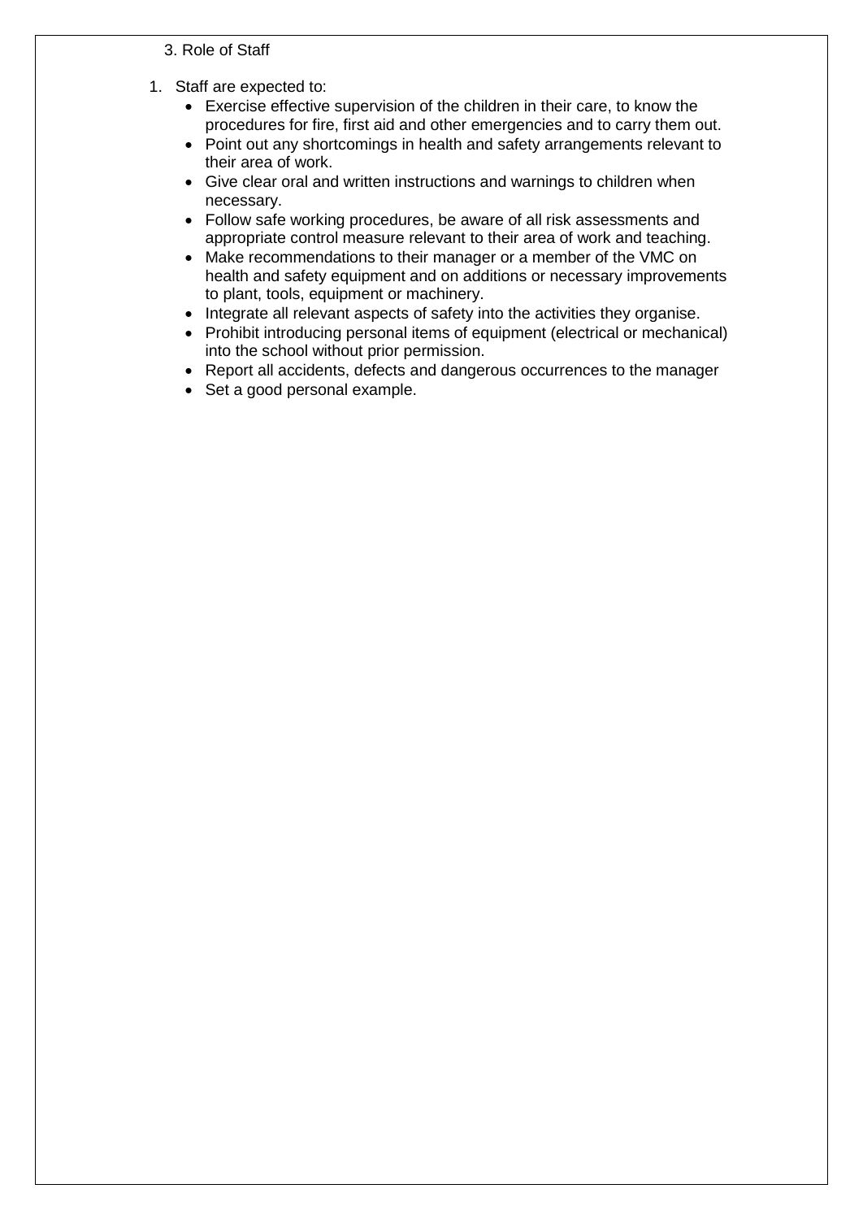3. Role of Staff

1. Staff are expected to:
   - Exercise effective supervision of the children in their care, to know the procedures for fire, first aid and other emergencies and to carry them out.
   - Point out any shortcomings in health and safety arrangements relevant to their area of work.
   - Give clear oral and written instructions and warnings to children when necessary.
   - Follow safe working procedures, be aware of all risk assessments and appropriate control measure relevant to their area of work and teaching.
   - Make recommendations to their manager or a member of the VMC on health and safety equipment and on additions or necessary improvements to plant, tools, equipment or machinery.
   - Integrate all relevant aspects of safety into the activities they organise.
   - Prohibit introducing personal items of equipment (electrical or mechanical) into the school without prior permission.
   - Report all accidents, defects and dangerous occurrences to the manager
   - Set a good personal example.